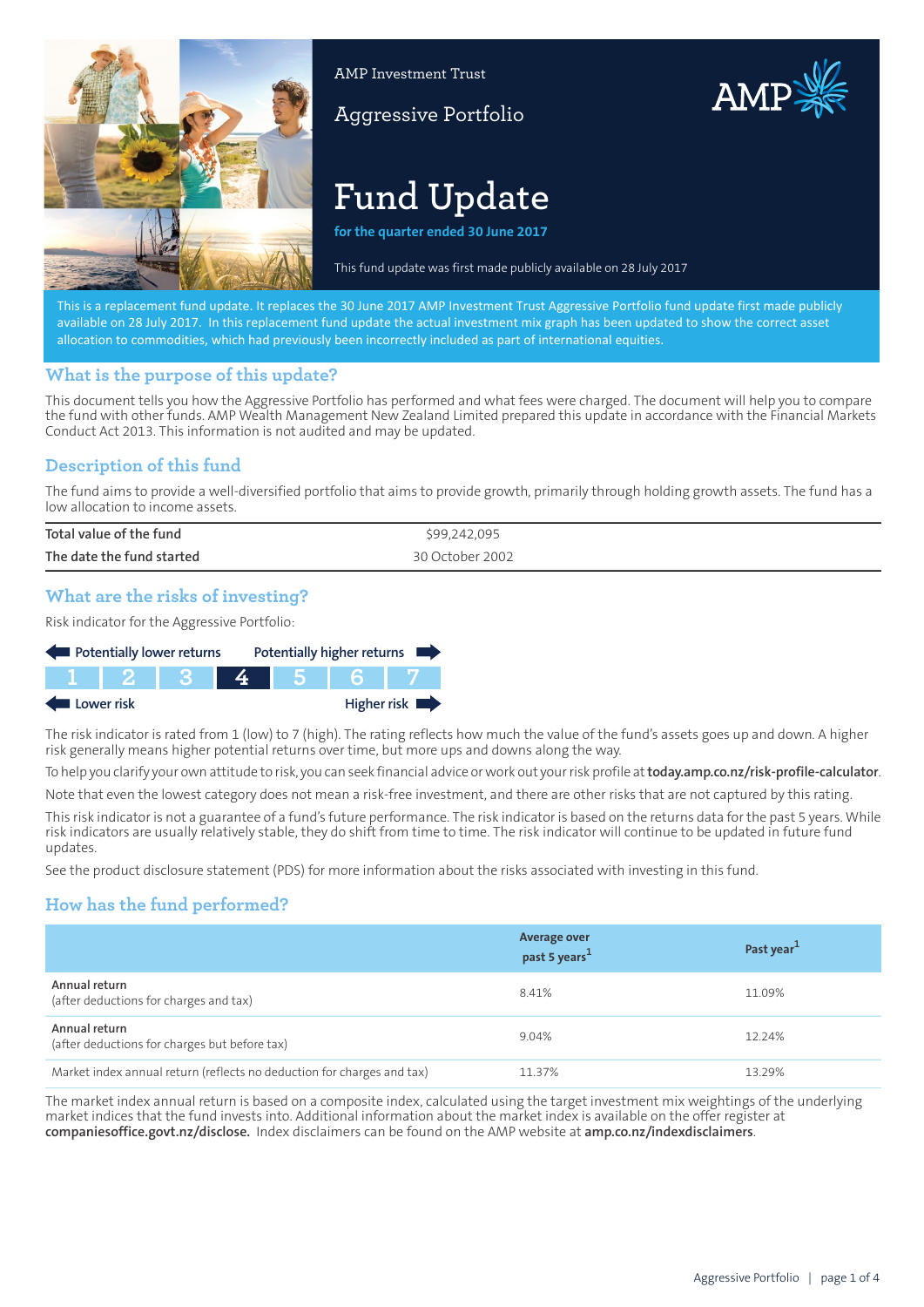AMP Investment Trust

Aggressive Portfolio

# Fund Update

**for the quarter ended 30 June 2017**

This fund update was first made publicly available on 28 July 2017

This is a replacement fund update. It replaces the 30 June 2017 AMP Investment Trust Aggressive Portfolio fund update first made publicly available on 28 July 2017. In this replacement fund update the actual investment mix graph has been updated to show the correct asset allocation to commodities, which had previously been incorrectly included as part of international equities.

## What is the purpose of this update?

This document tells you how the Aggressive Portfolio has performed and what fees were charged. The document will help you to compare the fund with other funds. AMP Wealth Management New Zealand Limited prepared this update in accordance with the Financial Markets Conduct Act 2013. This information is not audited and may be updated.

## Description of this fund

The fund aims to provide a well-diversified portfolio that aims to provide growth, primarily through holding growth assets. The fund has a low allocation to income assets.

| | |
|---|---|
| **Total value of the fund** | $99,242,095 |
| **The date the fund started** | 30 October 2002 |

## What are the risks of investing?

Risk indicator for the Aggressive Portfolio:

Potentially lower returns ← → Potentially higher returns

| 1 | 2 | 3 | **4** | 5 | 6 | 7 |
|---|---|---|---|---|---|---|

Lower risk ← → Higher risk

The risk indicator is rated from 1 (low) to 7 (high). The rating reflects how much the value of the fund's assets goes up and down. A higher risk generally means higher potential returns over time, but more ups and downs along the way.

To help you clarify your own attitude to risk, you can seek financial advice or work out your risk profile at **today.amp.co.nz/risk-profile-calculator**.

Note that even the lowest category does not mean a risk-free investment, and there are other risks that are not captured by this rating.

This risk indicator is not a guarantee of a fund's future performance. The risk indicator is based on the returns data for the past 5 years. While risk indicators are usually relatively stable, they do shift from time to time. The risk indicator will continue to be updated in future fund updates.

See the product disclosure statement (PDS) for more information about the risks associated with investing in this fund.

## How has the fund performed?

| | Average over past 5 years[1] | Past year[1] |
|---|---|---|
| **Annual return** (after deductions for charges and tax) | 8.41% | 11.09% |
| **Annual return** (after deductions for charges but before tax) | 9.04% | 12.24% |
| Market index annual return (reflects no deduction for charges and tax) | 11.37% | 13.29% |

The market index annual return is based on a composite index, calculated using the target investment mix weightings of the underlying market indices that the fund invests into. Additional information about the market index is available on the offer register at **companiesoffice.govt.nz/disclose.** Index disclaimers can be found on the AMP website at **amp.co.nz/indexdisclaimers**.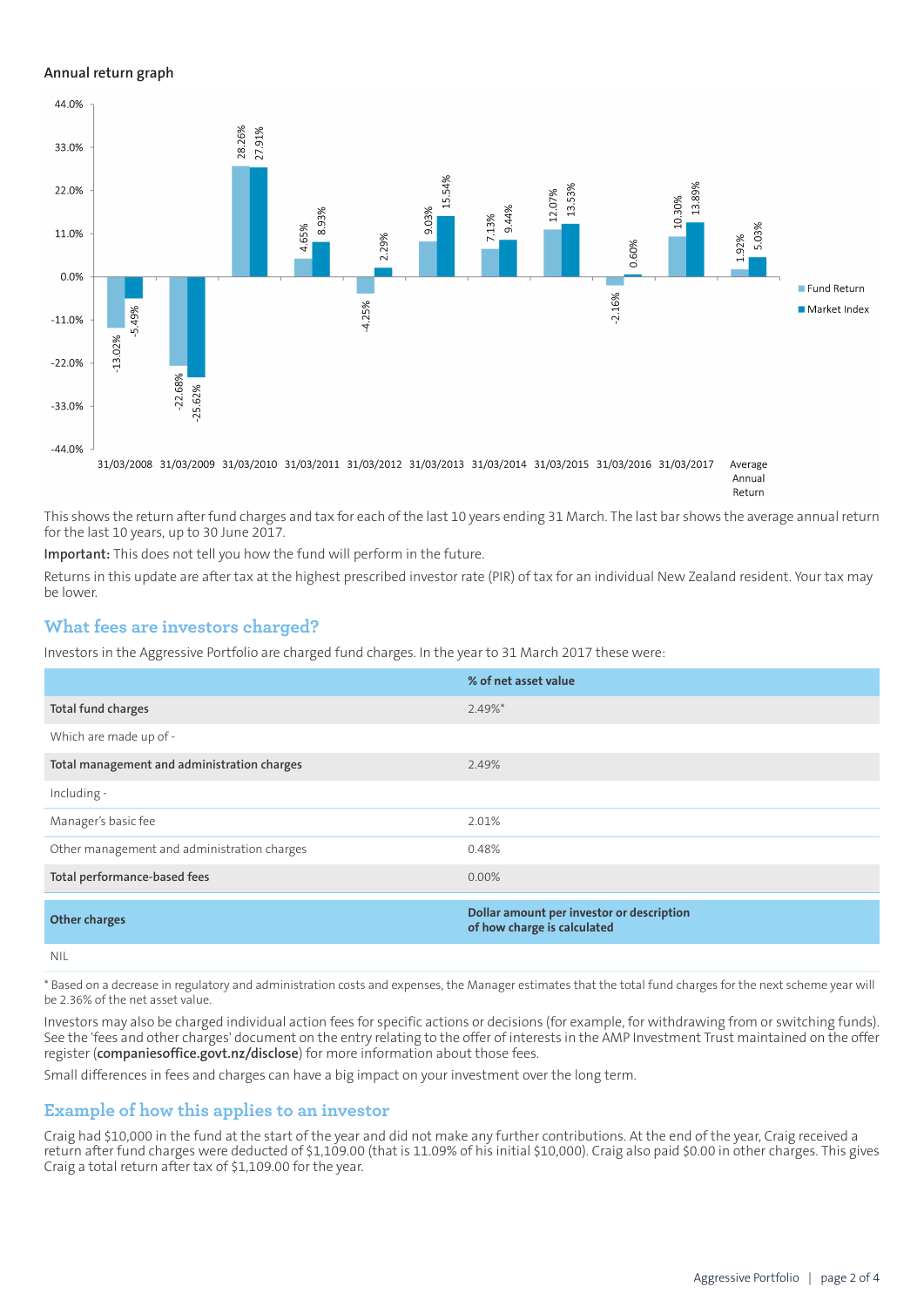### Annual return graph

| Year | Fund Return | Market Index |
|---|---|---|
| 31/03/2008 | -13.02% | -5.49% |
| 31/03/2009 | -22.68% | -25.62% |
| 31/03/2010 | 28.26% | 27.91% |
| 31/03/2011 | 4.65% | 8.93% |
| 31/03/2012 | -4.25% | 2.29% |
| 31/03/2013 | 9.03% | 15.54% |
| 31/03/2014 | 7.13% | 9.44% |
| 31/03/2015 | 12.07% | 13.53% |
| 31/03/2016 | -2.16% | 0.60% |
| 31/03/2017 | 10.30% | 13.89% |
| Average Annual Return | 1.92% | 5.03% |

This shows the return after fund charges and tax for each of the last 10 years ending 31 March. The last bar shows the average annual return for the last 10 years, up to 30 June 2017.

**Important:** This does not tell you how the fund will perform in the future.

Returns in this update are after tax at the highest prescribed investor rate (PIR) of tax for an individual New Zealand resident. Your tax may be lower.

## What fees are investors charged?

Investors in the Aggressive Portfolio are charged fund charges. In the year to 31 March 2017 these were:

| | % of net asset value |
|---|---|
| **Total fund charges** | 2.49%* |
| Which are made up of - | |
| **Total management and administration charges** | 2.49% |
| Including - | |
| Manager's basic fee | 2.01% |
| Other management and administration charges | 0.48% |
| **Total performance-based fees** | 0.00% |

| **Other charges** | **Dollar amount per investor or description of how charge is calculated** |
|---|---|
| NIL | |

\* Based on a decrease in regulatory and administration costs and expenses, the Manager estimates that the total fund charges for the next scheme year will be 2.36% of the net asset value.

Investors may also be charged individual action fees for specific actions or decisions (for example, for withdrawing from or switching funds). See the 'fees and other charges' document on the entry relating to the offer of interests in the AMP Investment Trust maintained on the offer register (**companiesoffice.govt.nz/disclose**) for more information about those fees.

Small differences in fees and charges can have a big impact on your investment over the long term.

## Example of how this applies to an investor

Craig had $10,000 in the fund at the start of the year and did not make any further contributions. At the end of the year, Craig received a return after fund charges were deducted of $1,109.00 (that is 11.09% of his initial $10,000). Craig also paid $0.00 in other charges. This gives Craig a total return after tax of $1,109.00 for the year.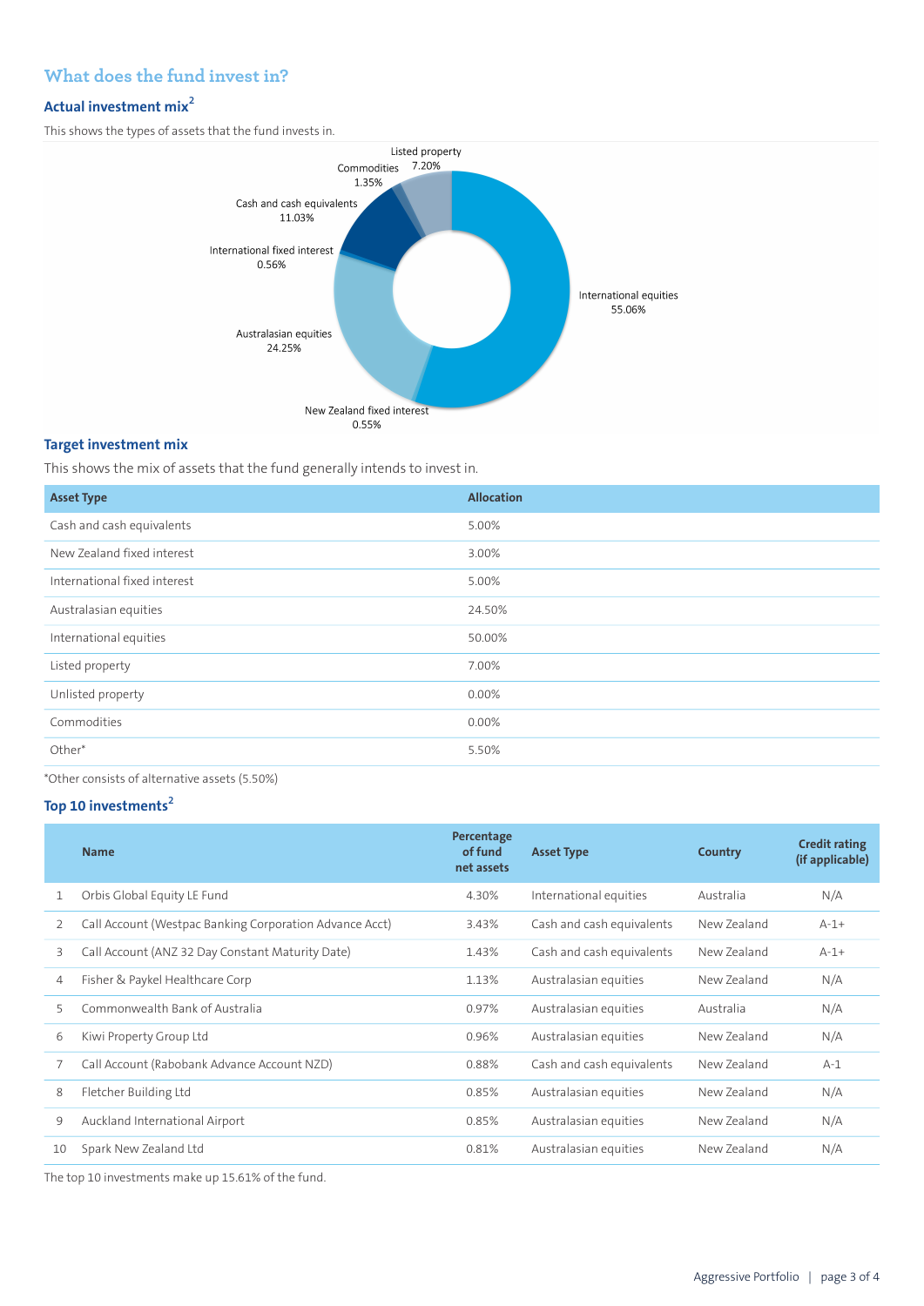## What does the fund invest in?

### Actual investment mix[2]

This shows the types of assets that the fund invests in.

Listed property 7.20%
Commodities 1.35%
Cash and cash equivalents 11.03%
International fixed interest 0.56%
Australasian equities 24.25%
New Zealand fixed interest 0.55%
International equities 55.06%

### Target investment mix

This shows the mix of assets that the fund generally intends to invest in.

| Asset Type | Allocation |
|---|---|
| Cash and cash equivalents | 5.00% |
| New Zealand fixed interest | 3.00% |
| International fixed interest | 5.00% |
| Australasian equities | 24.50% |
| International equities | 50.00% |
| Listed property | 7.00% |
| Unlisted property | 0.00% |
| Commodities | 0.00% |
| Other* | 5.50% |

*Other consists of alternative assets (5.50%)

### Top 10 investments[2]

| | Name | Percentage of fund net assets | Asset Type | Country | Credit rating (if applicable) |
|---|---|---|---|---|---|
| 1 | Orbis Global Equity LE Fund | 4.30% | International equities | Australia | N/A |
| 2 | Call Account (Westpac Banking Corporation Advance Acct) | 3.43% | Cash and cash equivalents | New Zealand | A-1+ |
| 3 | Call Account (ANZ 32 Day Constant Maturity Date) | 1.43% | Cash and cash equivalents | New Zealand | A-1+ |
| 4 | Fisher & Paykel Healthcare Corp | 1.13% | Australasian equities | New Zealand | N/A |
| 5 | Commonwealth Bank of Australia | 0.97% | Australasian equities | Australia | N/A |
| 6 | Kiwi Property Group Ltd | 0.96% | Australasian equities | New Zealand | N/A |
| 7 | Call Account (Rabobank Advance Account NZD) | 0.88% | Cash and cash equivalents | New Zealand | A-1 |
| 8 | Fletcher Building Ltd | 0.85% | Australasian equities | New Zealand | N/A |
| 9 | Auckland International Airport | 0.85% | Australasian equities | New Zealand | N/A |
| 10 | Spark New Zealand Ltd | 0.81% | Australasian equities | New Zealand | N/A |

The top 10 investments make up 15.61% of the fund.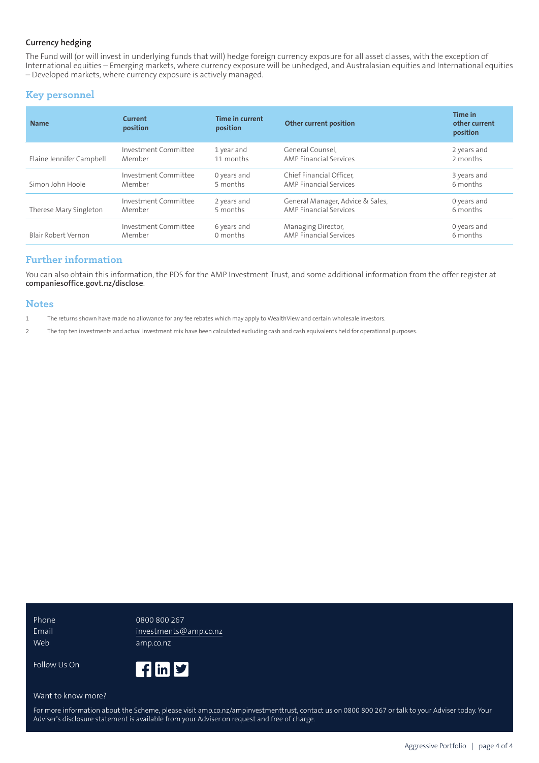### Currency hedging

The Fund will (or will invest in underlying funds that will) hedge foreign currency exposure for all asset classes, with the exception of International equities – Emerging markets, where currency exposure will be unhedged, and Australasian equities and International equities – Developed markets, where currency exposure is actively managed.

## Key personnel

| Name | Current position | Time in current position | Other current position | Time in other current position |
|---|---|---|---|---|
| Elaine Jennifer Campbell | Investment Committee Member | 1 year and 11 months | General Counsel, AMP Financial Services | 2 years and 2 months |
| Simon John Hoole | Investment Committee Member | 0 years and 5 months | Chief Financial Officer, AMP Financial Services | 3 years and 6 months |
| Therese Mary Singleton | Investment Committee Member | 2 years and 5 months | General Manager, Advice & Sales, AMP Financial Services | 0 years and 6 months |
| Blair Robert Vernon | Investment Committee Member | 6 years and 0 months | Managing Director, AMP Financial Services | 0 years and 6 months |

## Further information

You can also obtain this information, the PDS for the AMP Investment Trust, and some additional information from the offer register at **companiesoffice.govt.nz/disclose**.

## Notes

1. The returns shown have made no allowance for any fee rebates which may apply to WealthView and certain wholesale investors.
2. The top ten investments and actual investment mix have been calculated excluding cash and cash equivalents held for operational purposes.

Phone 0800 800 267
Email investments@amp.co.nz
Web amp.co.nz

Follow Us On

Want to know more?

For more information about the Scheme, please visit amp.co.nz/ampinvestmenttrust, contact us on 0800 800 267 or talk to your Adviser today. Your Adviser's disclosure statement is available from your Adviser on request and free of charge.